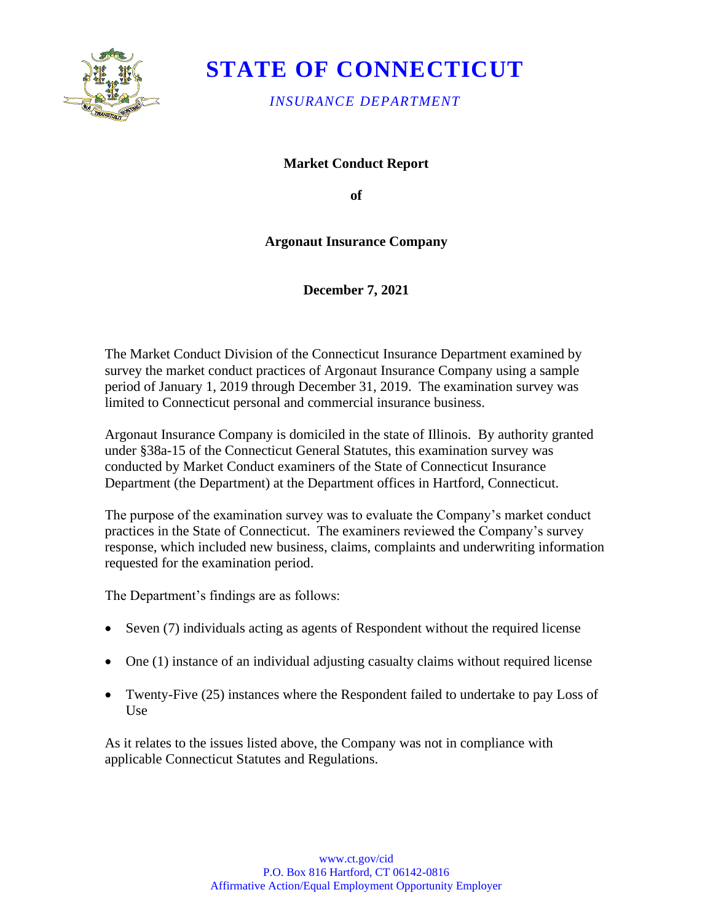# STATE OF CONNECTICUT

*INSURANCE DEPARTMENT*

**Market Conduct Report**

**of**

**Argonaut Insurance Company**

**December 7, 2021**

The Market Conduct Division of the Connecticut Insurance Department examined by survey the market conduct practices of Argonaut Insurance Company using a sample period of January 1, 2019 through December 31, 2019. The examination survey was limited to Connecticut personal and commercial insurance business.

Argonaut Insurance Company is domiciled in the state of Illinois. By authority granted under §38a-15 of the Connecticut General Statutes, this examination survey was conducted by Market Conduct examiners of the State of Connecticut Insurance Department (the Department) at the Department offices in Hartford, Connecticut.

The purpose of the examination survey was to evaluate the Company's market conduct practices in the State of Connecticut. The examiners reviewed the Company's survey response, which included new business, claims, complaints and underwriting information requested for the examination period.

The Department's findings are as follows:

- Seven (7) individuals acting as agents of Respondent without the required license
- One (1) instance of an individual adjusting casualty claims without required license
- Twenty-Five (25) instances where the Respondent failed to undertake to pay Loss of Use

As it relates to the issues listed above, the Company was not in compliance with applicable Connecticut Statutes and Regulations.

www.ct.gov/cid
P.O. Box 816 Hartford, CT 06142-0816
Affirmative Action/Equal Employment Opportunity Employer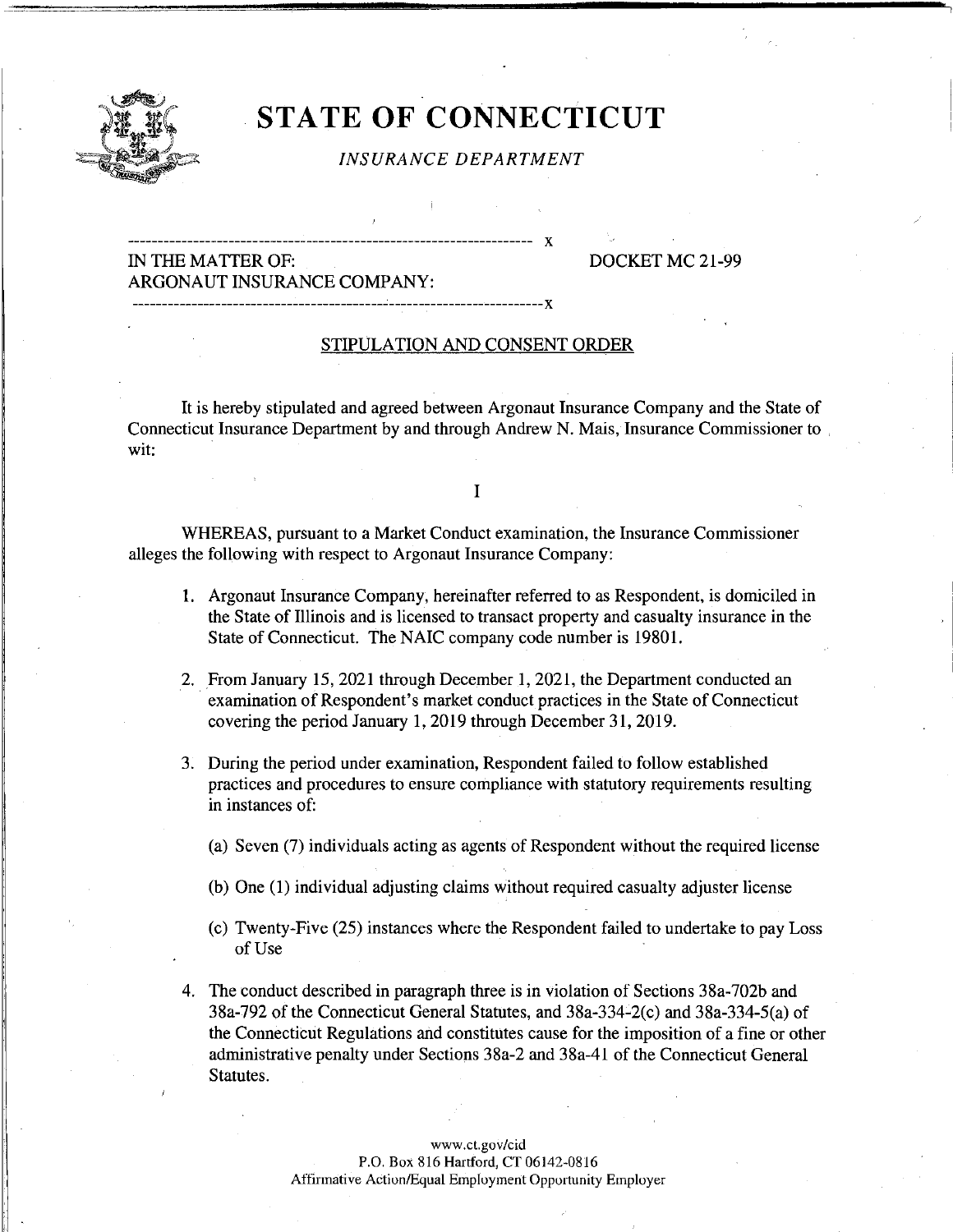# STATE OF CONNECTICUT

*INSURANCE DEPARTMENT*

---

IN THE MATTER OF: ARGONAUT INSURANCE COMPANY: DOCKET MC 21-99

---

STIPULATION AND CONSENT ORDER

It is hereby stipulated and agreed between Argonaut Insurance Company and the State of Connecticut Insurance Department by and through Andrew N. Mais, Insurance Commissioner to wit:

I

WHEREAS, pursuant to a Market Conduct examination, the Insurance Commissioner alleges the following with respect to Argonaut Insurance Company:

1. Argonaut Insurance Company, hereinafter referred to as Respondent, is domiciled in the State of Illinois and is licensed to transact property and casualty insurance in the State of Connecticut. The NAIC company code number is 19801.

2. From January 15, 2021 through December 1, 2021, the Department conducted an examination of Respondent's market conduct practices in the State of Connecticut covering the period January 1, 2019 through December 31, 2019.

3. During the period under examination, Respondent failed to follow established practices and procedures to ensure compliance with statutory requirements resulting in instances of:

   (a) Seven (7) individuals acting as agents of Respondent without the required license

   (b) One (1) individual adjusting claims without required casualty adjuster license

   (c) Twenty-Five (25) instances where the Respondent failed to undertake to pay Loss of Use

4. The conduct described in paragraph three is in violation of Sections 38a-702b and 38a-792 of the Connecticut General Statutes, and 38a-334-2(c) and 38a-334-5(a) of the Connecticut Regulations and constitutes cause for the imposition of a fine or other administrative penalty under Sections 38a-2 and 38a-41 of the Connecticut General Statutes.

www.ct.gov/cid
P.O. Box 816 Hartford, CT 06142-0816
Affirmative Action/Equal Employment Opportunity Employer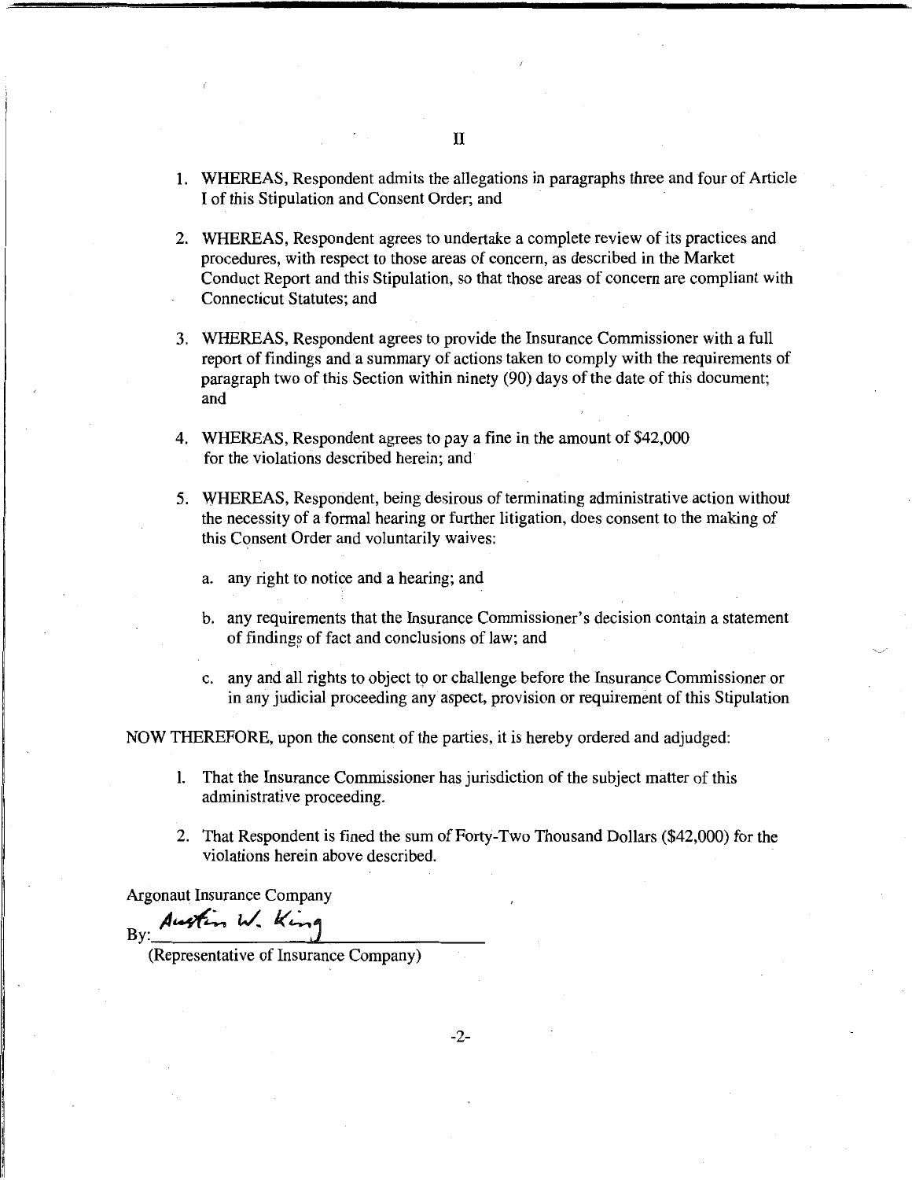# II

1. WHEREAS, Respondent admits the allegations in paragraphs three and four of Article I of this Stipulation and Consent Order; and

2. WHEREAS, Respondent agrees to undertake a complete review of its practices and procedures, with respect to those areas of concern, as described in the Market Conduct Report and this Stipulation, so that those areas of concern are compliant with Connecticut Statutes; and

3. WHEREAS, Respondent agrees to provide the Insurance Commissioner with a full report of findings and a summary of actions taken to comply with the requirements of paragraph two of this Section within ninety (90) days of the date of this document; and

4. WHEREAS, Respondent agrees to pay a fine in the amount of $42,000 for the violations described herein; and

5. WHEREAS, Respondent, being desirous of terminating administrative action without the necessity of a formal hearing or further litigation, does consent to the making of this Consent Order and voluntarily waives:

   a. any right to notice and a hearing; and

   b. any requirements that the Insurance Commissioner's decision contain a statement of findings of fact and conclusions of law; and

   c. any and all rights to object to or challenge before the Insurance Commissioner or in any judicial proceeding any aspect, provision or requirement of this Stipulation

NOW THEREFORE, upon the consent of the parties, it is hereby ordered and adjudged:

1. That the Insurance Commissioner has jurisdiction of the subject matter of this administrative proceeding.

2. That Respondent is fined the sum of Forty-Two Thousand Dollars ($42,000) for the violations herein above described.

Argonaut Insurance Company

By: *Austin W. King*

(Representative of Insurance Company)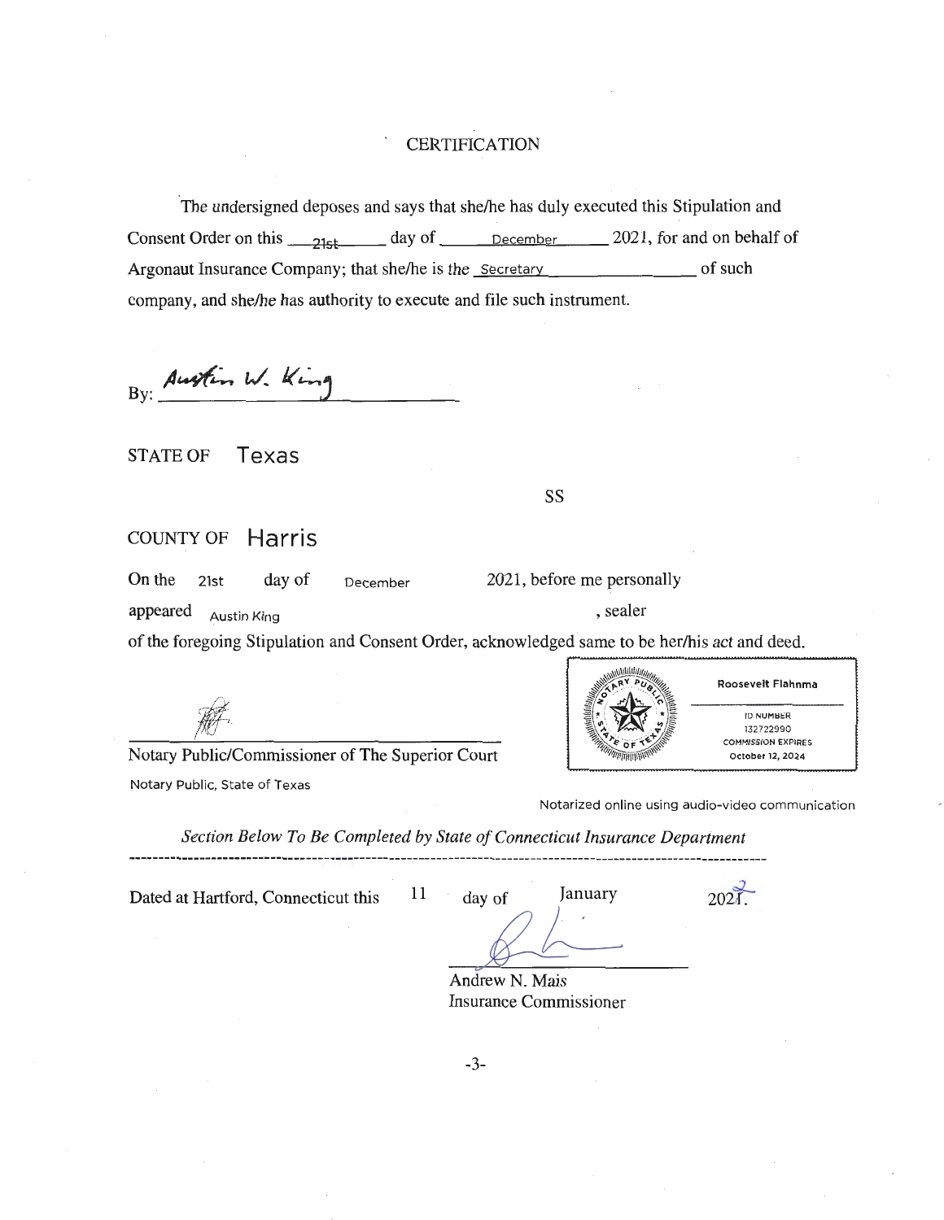# CERTIFICATION

The undersigned deposes and says that she/he has duly executed this Stipulation and Consent Order on this 21st day of December 2021, for and on behalf of Argonaut Insurance Company; that she/he is the Secretary of such company, and she/he has authority to execute and file such instrument.

By: Austin W. King

STATE OF Texas

SS

COUNTY OF Harris

On the 21st day of December 2021, before me personally appeared Austin King, sealer of the foregoing Stipulation and Consent Order, acknowledged same to be her/his act and deed.

Notary Public/Commissioner of The Superior Court

Notary Public, State of Texas

Roosevelt Flahnma
ID NUMBER
132722990
COMMISSION EXPIRES
October 12, 2024

Notarized online using audio-video communication

*Section Below To Be Completed by State of Connecticut Insurance Department*

---

Dated at Hartford, Connecticut this 11 day of January 2022.

Andrew N. Mais
Insurance Commissioner